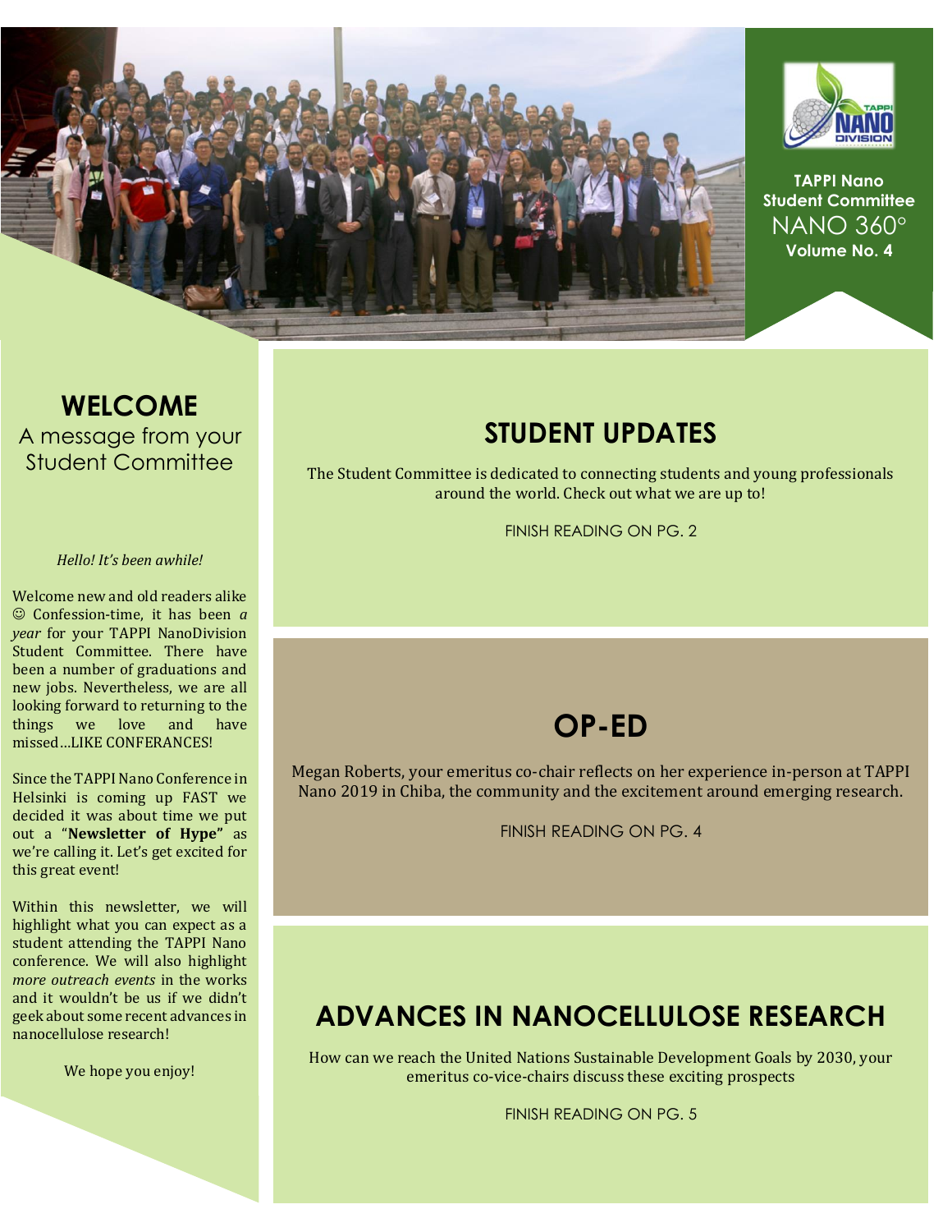TAPPI Nano Student Committee
NANO 360°
**Volume No. 4**

# WELCOME

A message from your Student Committee

*Hello! It's been awhile!*

Welcome new and old readers alike ☺ Confession-time, it has been *a year* for your TAPPI NanoDivision Student Committee. There have been a number of graduations and new jobs. Nevertheless, we are all looking forward to returning to the things we love and have missed…LIKE CONFERANCES!

Since the TAPPI Nano Conference in Helsinki is coming up FAST we decided it was about time we put out a "**Newsletter of Hype"** as we're calling it. Let's get excited for this great event!

Within this newsletter, we will highlight what you can expect as a student attending the TAPPI Nano conference. We will also highlight *more outreach events* in the works and it wouldn't be us if we didn't geek about some recent advances in nanocellulose research!

We hope you enjoy!

## STUDENT UPDATES

The Student Committee is dedicated to connecting students and young professionals around the world. Check out what we are up to!

FINISH READING ON PG. 2

## OP-ED

Megan Roberts, your emeritus co-chair reflects on her experience in-person at TAPPI Nano 2019 in Chiba, the community and the excitement around emerging research.

FINISH READING ON PG. 4

## ADVANCES IN NANOCELLULOSE RESEARCH

How can we reach the United Nations Sustainable Development Goals by 2030, your emeritus co-vice-chairs discuss these exciting prospects

FINISH READING ON PG. 5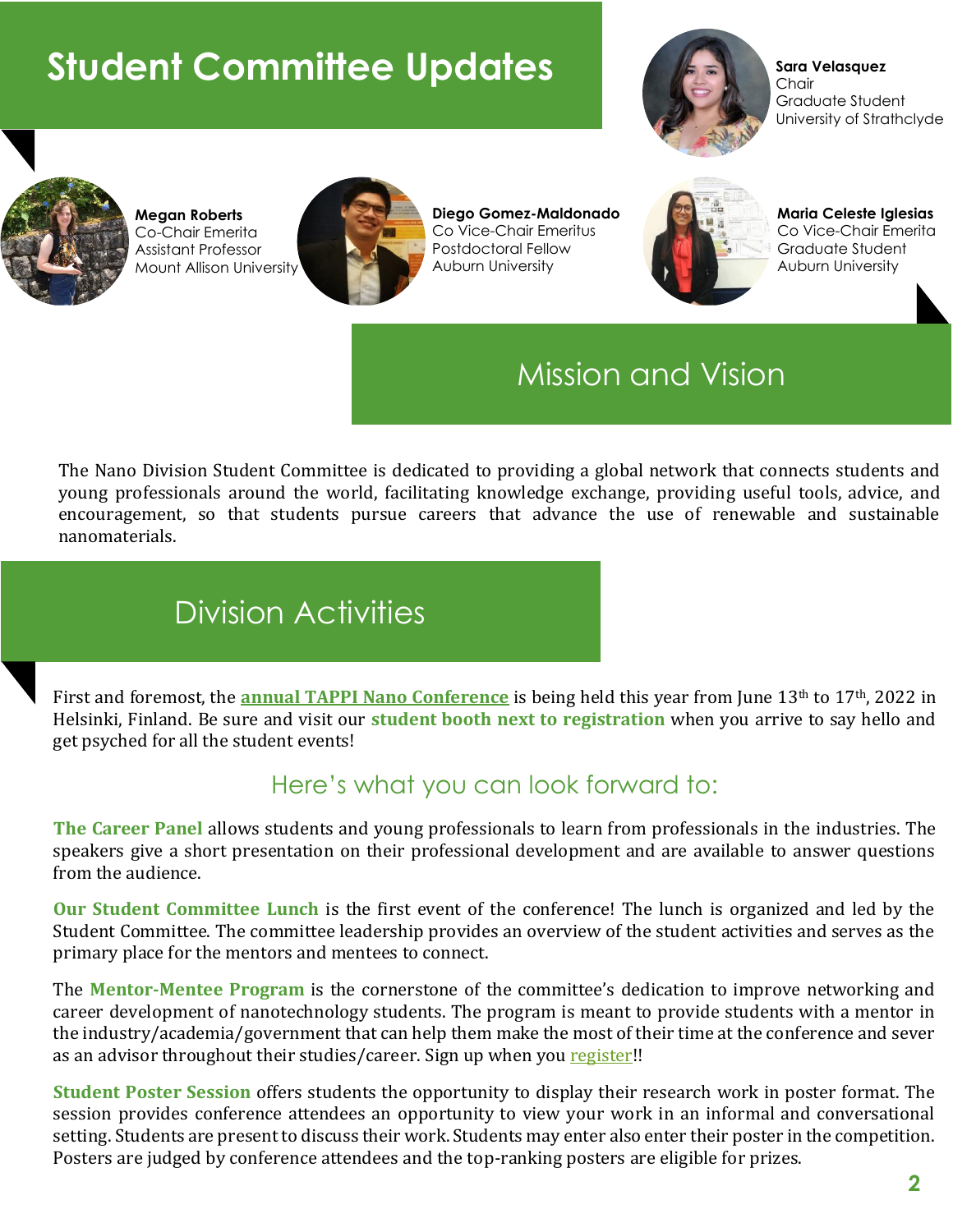# Student Committee Updates

**Sara Velasquez**
Chair
Graduate Student
University of Strathclyde

**Megan Roberts**
Co-Chair Emerita
Assistant Professor
Mount Allison University

**Diego Gomez-Maldonado**
Co Vice-Chair Emeritus
Postdoctoral Fellow
Auburn University

**Maria Celeste Iglesias**
Co Vice-Chair Emerita
Graduate Student
Auburn University

## Mission and Vision

The Nano Division Student Committee is dedicated to providing a global network that connects students and young professionals around the world, facilitating knowledge exchange, providing useful tools, advice, and encouragement, so that students pursue careers that advance the use of renewable and sustainable nanomaterials.

## Division Activities

First and foremost, the **annual TAPPI Nano Conference** is being held this year from June 13th to 17th, 2022 in Helsinki, Finland. Be sure and visit our **student booth next to registration** when you arrive to say hello and get psyched for all the student events!

### Here's what you can look forward to:

**The Career Panel** allows students and young professionals to learn from professionals in the industries. The speakers give a short presentation on their professional development and are available to answer questions from the audience.

**Our Student Committee Lunch** is the first event of the conference! The lunch is organized and led by the Student Committee. The committee leadership provides an overview of the student activities and serves as the primary place for the mentors and mentees to connect.

The **Mentor-Mentee Program** is the cornerstone of the committee's dedication to improve networking and career development of nanotechnology students. The program is meant to provide students with a mentor in the industry/academia/government that can help them make the most of their time at the conference and sever as an advisor throughout their studies/career. Sign up when you register!!

**Student Poster Session** offers students the opportunity to display their research work in poster format. The session provides conference attendees an opportunity to view your work in an informal and conversational setting. Students are present to discuss their work. Students may enter also enter their poster in the competition. Posters are judged by conference attendees and the top-ranking posters are eligible for prizes.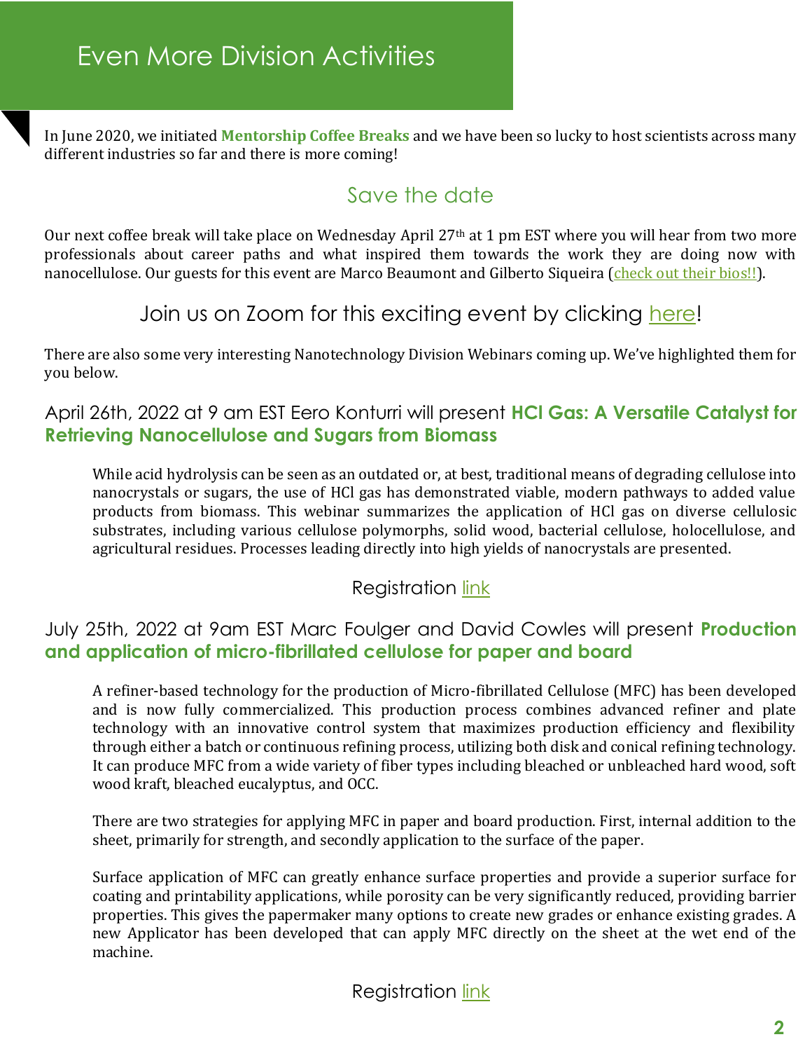# Even More Division Activities

In June 2020, we initiated **Mentorship Coffee Breaks** and we have been so lucky to host scientists across many different industries so far and there is more coming!

## Save the date

Our next coffee break will take place on Wednesday April 27th at 1 pm EST where you will hear from two more professionals about career paths and what inspired them towards the work they are doing now with nanocellulose. Our guests for this event are Marco Beaumont and Gilberto Siqueira (check out their bios!!).

## Join us on Zoom for this exciting event by clicking here!

There are also some very interesting Nanotechnology Division Webinars coming up. We've highlighted them for you below.

### April 26th, 2022 at 9 am EST Eero Konturri will present **HCl Gas: A Versatile Catalyst for Retrieving Nanocellulose and Sugars from Biomass**

While acid hydrolysis can be seen as an outdated or, at best, traditional means of degrading cellulose into nanocrystals or sugars, the use of HCl gas has demonstrated viable, modern pathways to added value products from biomass. This webinar summarizes the application of HCl gas on diverse cellulosic substrates, including various cellulose polymorphs, solid wood, bacterial cellulose, holocellulose, and agricultural residues. Processes leading directly into high yields of nanocrystals are presented.

Registration link

### July 25th, 2022 at 9am EST Marc Foulger and David Cowles will present **Production and application of micro-fibrillated cellulose for paper and board**

A refiner-based technology for the production of Micro-fibrillated Cellulose (MFC) has been developed and is now fully commercialized. This production process combines advanced refiner and plate technology with an innovative control system that maximizes production efficiency and flexibility through either a batch or continuous refining process, utilizing both disk and conical refining technology. It can produce MFC from a wide variety of fiber types including bleached or unbleached hard wood, soft wood kraft, bleached eucalyptus, and OCC.

There are two strategies for applying MFC in paper and board production. First, internal addition to the sheet, primarily for strength, and secondly application to the surface of the paper.

Surface application of MFC can greatly enhance surface properties and provide a superior surface for coating and printability applications, while porosity can be very significantly reduced, providing barrier properties. This gives the papermaker many options to create new grades or enhance existing grades. A new Applicator has been developed that can apply MFC directly on the sheet at the wet end of the machine.

Registration link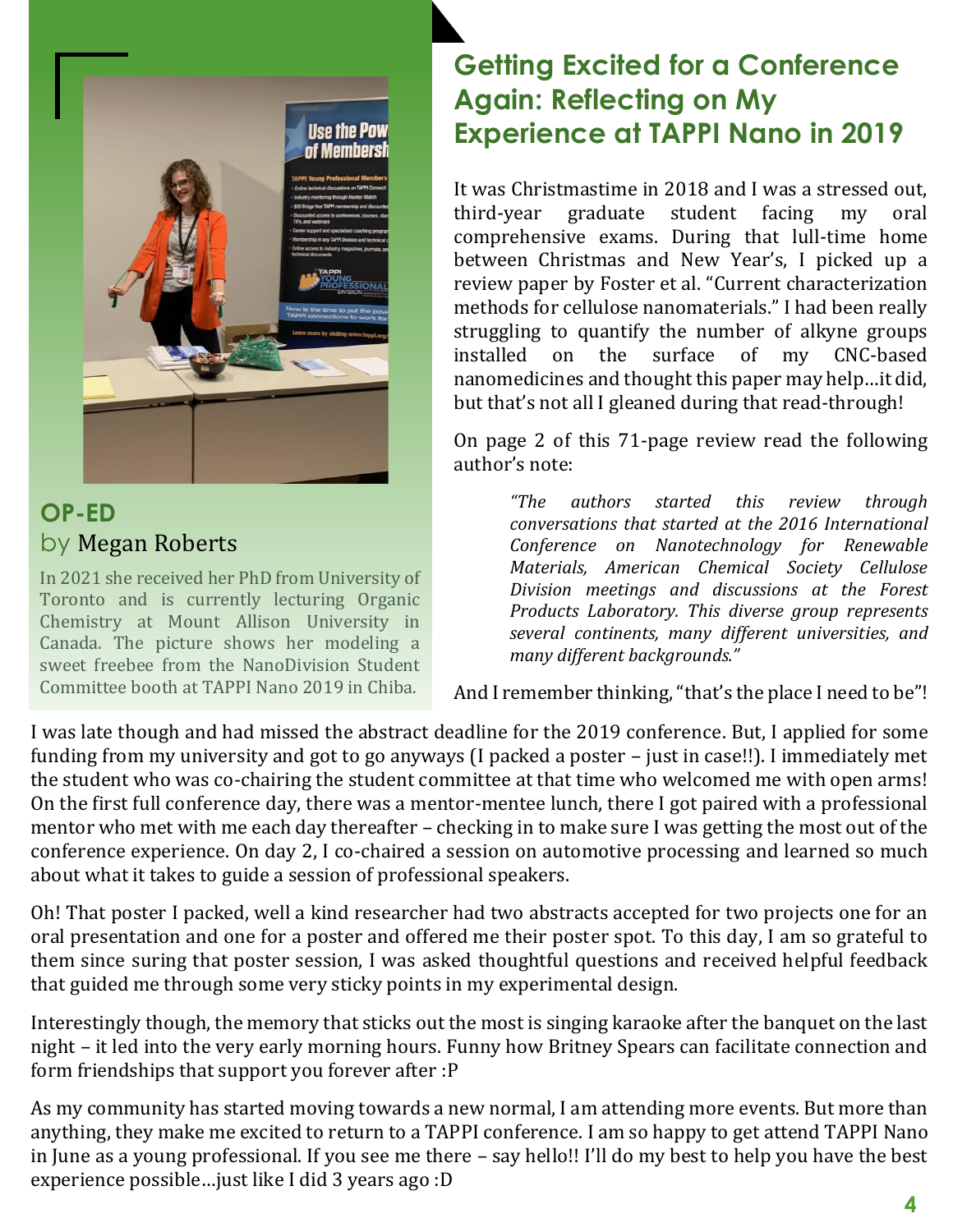## OP-ED

by Megan Roberts

In 2021 she received her PhD from University of Toronto and is currently lecturing Organic Chemistry at Mount Allison University in Canada. The picture shows her modeling a sweet freebee from the NanoDivision Student Committee booth at TAPPI Nano 2019 in Chiba.

# Getting Excited for a Conference Again: Reflecting on My Experience at TAPPI Nano in 2019

It was Christmastime in 2018 and I was a stressed out, third-year graduate student facing my oral comprehensive exams. During that lull-time home between Christmas and New Year's, I picked up a review paper by Foster et al. "Current characterization methods for cellulose nanomaterials." I had been really struggling to quantify the number of alkyne groups installed on the surface of my CNC-based nanomedicines and thought this paper may help…it did, but that's not all I gleaned during that read-through!

On page 2 of this 71-page review read the following author's note:

> *"The authors started this review through conversations that started at the 2016 International Conference on Nanotechnology for Renewable Materials, American Chemical Society Cellulose Division meetings and discussions at the Forest Products Laboratory. This diverse group represents several continents, many different universities, and many different backgrounds."*

And I remember thinking, "that's the place I need to be"!

I was late though and had missed the abstract deadline for the 2019 conference. But, I applied for some funding from my university and got to go anyways (I packed a poster – just in case!!). I immediately met the student who was co-chairing the student committee at that time who welcomed me with open arms! On the first full conference day, there was a mentor-mentee lunch, there I got paired with a professional mentor who met with me each day thereafter – checking in to make sure I was getting the most out of the conference experience. On day 2, I co-chaired a session on automotive processing and learned so much about what it takes to guide a session of professional speakers.

Oh! That poster I packed, well a kind researcher had two abstracts accepted for two projects one for an oral presentation and one for a poster and offered me their poster spot. To this day, I am so grateful to them since suring that poster session, I was asked thoughtful questions and received helpful feedback that guided me through some very sticky points in my experimental design.

Interestingly though, the memory that sticks out the most is singing karaoke after the banquet on the last night – it led into the very early morning hours. Funny how Britney Spears can facilitate connection and form friendships that support you forever after :P

As my community has started moving towards a new normal, I am attending more events. But more than anything, they make me excited to return to a TAPPI conference. I am so happy to get attend TAPPI Nano in June as a young professional. If you see me there – say hello!! I'll do my best to help you have the best experience possible…just like I did 3 years ago :D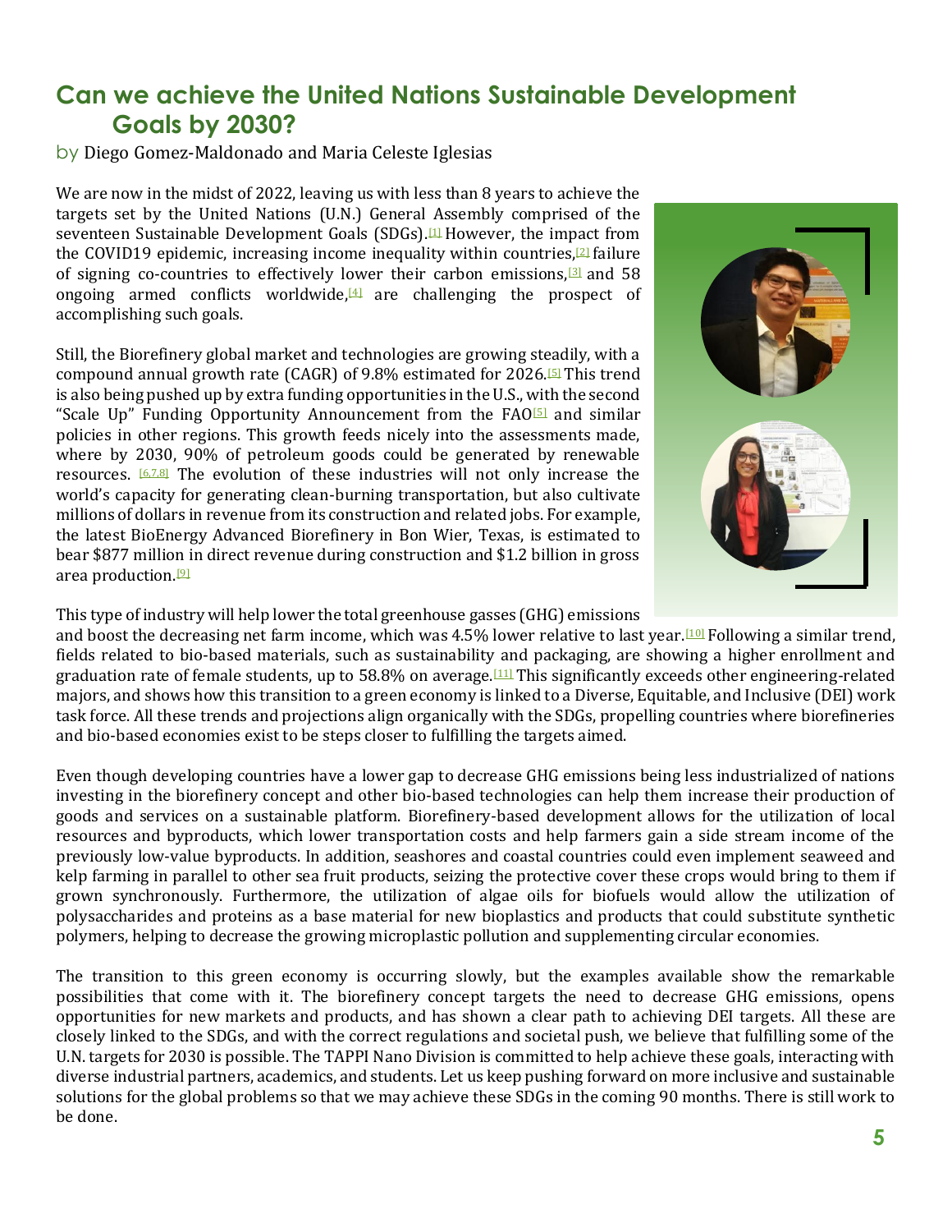# Can we achieve the United Nations Sustainable Development Goals by 2030?

by Diego Gomez-Maldonado and Maria Celeste Iglesias

We are now in the midst of 2022, leaving us with less than 8 years to achieve the targets set by the United Nations (U.N.) General Assembly comprised of the seventeen Sustainable Development Goals (SDGs).[1] However, the impact from the COVID19 epidemic, increasing income inequality within countries,[2] failure of signing co-countries to effectively lower their carbon emissions,[3] and 58 ongoing armed conflicts worldwide,[4] are challenging the prospect of accomplishing such goals.

Still, the Biorefinery global market and technologies are growing steadily, with a compound annual growth rate (CAGR) of 9.8% estimated for 2026.[5] This trend is also being pushed up by extra funding opportunities in the U.S., with the second "Scale Up" Funding Opportunity Announcement from the FAO[5] and similar policies in other regions. This growth feeds nicely into the assessments made, where by 2030, 90% of petroleum goods could be generated by renewable resources. [6,7,8] The evolution of these industries will not only increase the world's capacity for generating clean-burning transportation, but also cultivate millions of dollars in revenue from its construction and related jobs. For example, the latest BioEnergy Advanced Biorefinery in Bon Wier, Texas, is estimated to bear $877 million in direct revenue during construction and $1.2 billion in gross area production.[9]

This type of industry will help lower the total greenhouse gasses (GHG) emissions and boost the decreasing net farm income, which was 4.5% lower relative to last year.[10] Following a similar trend, fields related to bio-based materials, such as sustainability and packaging, are showing a higher enrollment and graduation rate of female students, up to 58.8% on average.[11] This significantly exceeds other engineering-related majors, and shows how this transition to a green economy is linked to a Diverse, Equitable, and Inclusive (DEI) work task force. All these trends and projections align organically with the SDGs, propelling countries where biorefineries and bio-based economies exist to be steps closer to fulfilling the targets aimed.

Even though developing countries have a lower gap to decrease GHG emissions being less industrialized of nations investing in the biorefinery concept and other bio-based technologies can help them increase their production of goods and services on a sustainable platform. Biorefinery-based development allows for the utilization of local resources and byproducts, which lower transportation costs and help farmers gain a side stream income of the previously low-value byproducts. In addition, seashores and coastal countries could even implement seaweed and kelp farming in parallel to other sea fruit products, seizing the protective cover these crops would bring to them if grown synchronously. Furthermore, the utilization of algae oils for biofuels would allow the utilization of polysaccharides and proteins as a base material for new bioplastics and products that could substitute synthetic polymers, helping to decrease the growing microplastic pollution and supplementing circular economies.

The transition to this green economy is occurring slowly, but the examples available show the remarkable possibilities that come with it. The biorefinery concept targets the need to decrease GHG emissions, opens opportunities for new markets and products, and has shown a clear path to achieving DEI targets. All these are closely linked to the SDGs, and with the correct regulations and societal push, we believe that fulfilling some of the U.N. targets for 2030 is possible. The TAPPI Nano Division is committed to help achieve these goals, interacting with diverse industrial partners, academics, and students. Let us keep pushing forward on more inclusive and sustainable solutions for the global problems so that we may achieve these SDGs in the coming 90 months. There is still work to be done.